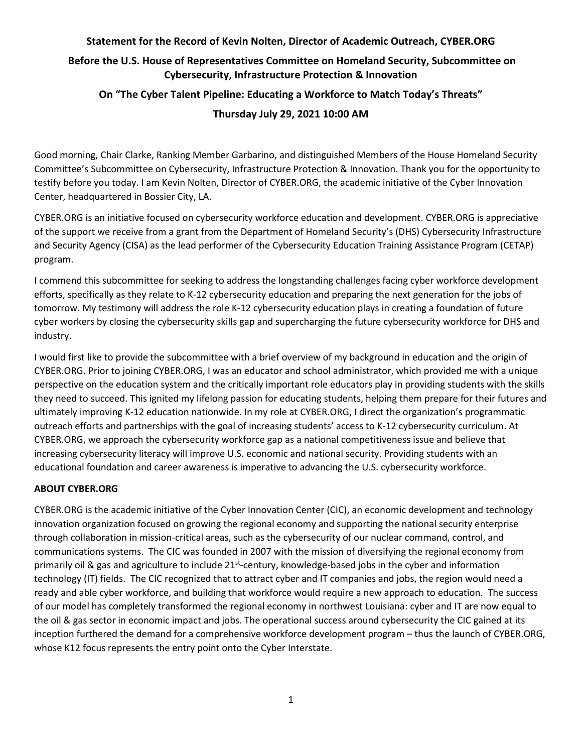**Statement for the Record of Kevin Nolten, Director of Academic Outreach, CYBER.ORG**

**Before the U.S. House of Representatives Committee on Homeland Security, Subcommittee on Cybersecurity, Infrastructure Protection & Innovation**

**On "The Cyber Talent Pipeline: Educating a Workforce to Match Today's Threats"**

**Thursday July 29, 2021 10:00 AM**

Good morning, Chair Clarke, Ranking Member Garbarino, and distinguished Members of the House Homeland Security Committee's Subcommittee on Cybersecurity, Infrastructure Protection & Innovation. Thank you for the opportunity to testify before you today. I am Kevin Nolten, Director of CYBER.ORG, the academic initiative of the Cyber Innovation Center, headquartered in Bossier City, LA.

CYBER.ORG is an initiative focused on cybersecurity workforce education and development. CYBER.ORG is appreciative of the support we receive from a grant from the Department of Homeland Security's (DHS) Cybersecurity Infrastructure and Security Agency (CISA) as the lead performer of the Cybersecurity Education Training Assistance Program (CETAP) program.

I commend this subcommittee for seeking to address the longstanding challenges facing cyber workforce development efforts, specifically as they relate to K-12 cybersecurity education and preparing the next generation for the jobs of tomorrow. My testimony will address the role K-12 cybersecurity education plays in creating a foundation of future cyber workers by closing the cybersecurity skills gap and supercharging the future cybersecurity workforce for DHS and industry.

I would first like to provide the subcommittee with a brief overview of my background in education and the origin of CYBER.ORG. Prior to joining CYBER.ORG, I was an educator and school administrator, which provided me with a unique perspective on the education system and the critically important role educators play in providing students with the skills they need to succeed. This ignited my lifelong passion for educating students, helping them prepare for their futures and ultimately improving K-12 education nationwide. In my role at CYBER.ORG, I direct the organization's programmatic outreach efforts and partnerships with the goal of increasing students' access to K-12 cybersecurity curriculum. At CYBER.ORG, we approach the cybersecurity workforce gap as a national competitiveness issue and believe that increasing cybersecurity literacy will improve U.S. economic and national security. Providing students with an educational foundation and career awareness is imperative to advancing the U.S. cybersecurity workforce.

**ABOUT CYBER.ORG**

CYBER.ORG is the academic initiative of the Cyber Innovation Center (CIC), an economic development and technology innovation organization focused on growing the regional economy and supporting the national security enterprise through collaboration in mission-critical areas, such as the cybersecurity of our nuclear command, control, and communications systems. The CIC was founded in 2007 with the mission of diversifying the regional economy from primarily oil & gas and agriculture to include 21st-century, knowledge-based jobs in the cyber and information technology (IT) fields. The CIC recognized that to attract cyber and IT companies and jobs, the region would need a ready and able cyber workforce, and building that workforce would require a new approach to education. The success of our model has completely transformed the regional economy in northwest Louisiana: cyber and IT are now equal to the oil & gas sector in economic impact and jobs. The operational success around cybersecurity the CIC gained at its inception furthered the demand for a comprehensive workforce development program – thus the launch of CYBER.ORG, whose K12 focus represents the entry point onto the Cyber Interstate.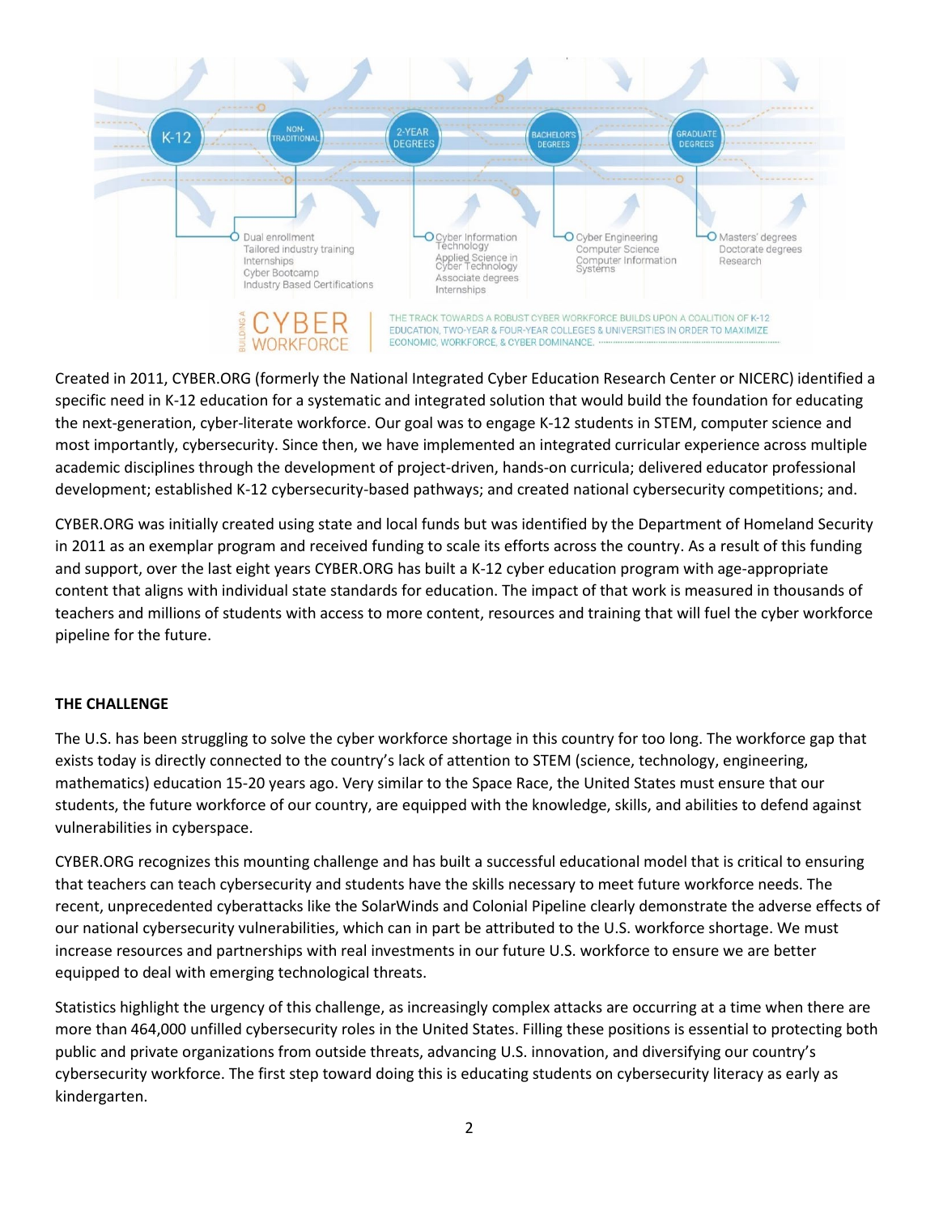K-12 | NON-TRADITIONAL | 2-YEAR DEGREES | BACHELOR'S DEGREES | GRADUATE DEGREES

- Dual enrollment, Tailored industry training, Internships, Cyber Bootcamp, Industry Based Certifications
- Cyber Information Technology, Applied Science in Cyber Technology, Associate degrees, Internships
- Cyber Engineering, Computer Science, Computer Information Systems
- Masters' degrees, Doctorate degrees, Research

BUILDING A CYBER WORKFORCE

THE TRACK TOWARDS A ROBUST CYBER WORKFORCE BUILDS UPON A COALITION OF K-12 EDUCATION, TWO-YEAR & FOUR-YEAR COLLEGES & UNIVERSITIES IN ORDER TO MAXIMIZE ECONOMIC, WORKFORCE, & CYBER DOMINANCE.

Created in 2011, CYBER.ORG (formerly the National Integrated Cyber Education Research Center or NICERC) identified a specific need in K-12 education for a systematic and integrated solution that would build the foundation for educating the next-generation, cyber-literate workforce. Our goal was to engage K-12 students in STEM, computer science and most importantly, cybersecurity. Since then, we have implemented an integrated curricular experience across multiple academic disciplines through the development of project-driven, hands-on curricula; delivered educator professional development; established K-12 cybersecurity-based pathways; and created national cybersecurity competitions; and.

CYBER.ORG was initially created using state and local funds but was identified by the Department of Homeland Security in 2011 as an exemplar program and received funding to scale its efforts across the country. As a result of this funding and support, over the last eight years CYBER.ORG has built a K-12 cyber education program with age-appropriate content that aligns with individual state standards for education. The impact of that work is measured in thousands of teachers and millions of students with access to more content, resources and training that will fuel the cyber workforce pipeline for the future.

**THE CHALLENGE**

The U.S. has been struggling to solve the cyber workforce shortage in this country for too long. The workforce gap that exists today is directly connected to the country's lack of attention to STEM (science, technology, engineering, mathematics) education 15-20 years ago. Very similar to the Space Race, the United States must ensure that our students, the future workforce of our country, are equipped with the knowledge, skills, and abilities to defend against vulnerabilities in cyberspace.

CYBER.ORG recognizes this mounting challenge and has built a successful educational model that is critical to ensuring that teachers can teach cybersecurity and students have the skills necessary to meet future workforce needs. The recent, unprecedented cyberattacks like the SolarWinds and Colonial Pipeline clearly demonstrate the adverse effects of our national cybersecurity vulnerabilities, which can in part be attributed to the U.S. workforce shortage. We must increase resources and partnerships with real investments in our future U.S. workforce to ensure we are better equipped to deal with emerging technological threats.

Statistics highlight the urgency of this challenge, as increasingly complex attacks are occurring at a time when there are more than 464,000 unfilled cybersecurity roles in the United States. Filling these positions is essential to protecting both public and private organizations from outside threats, advancing U.S. innovation, and diversifying our country's cybersecurity workforce. The first step toward doing this is educating students on cybersecurity literacy as early as kindergarten.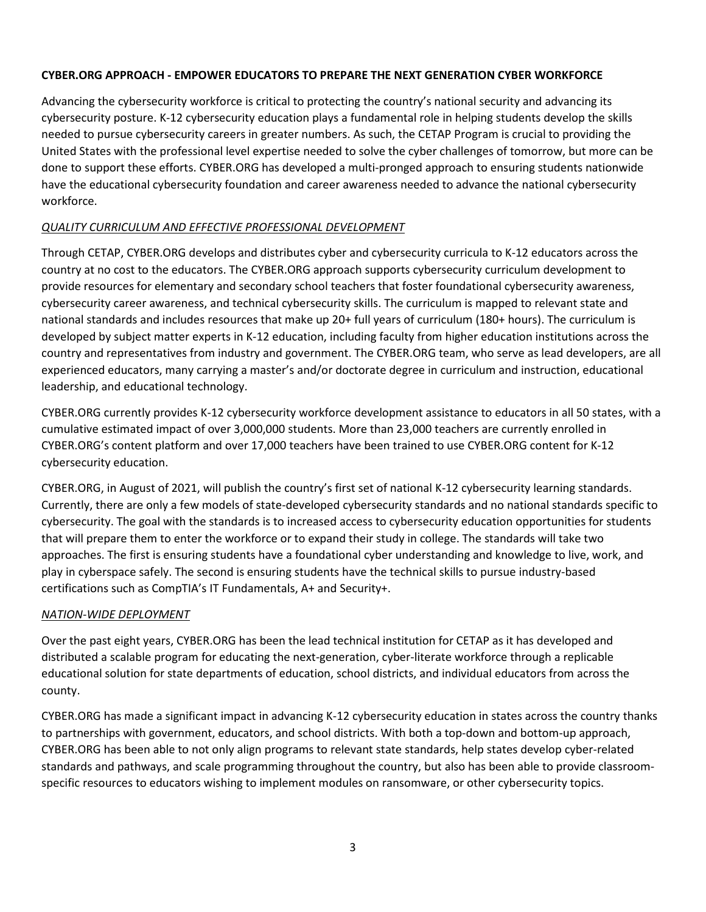**CYBER.ORG APPROACH - EMPOWER EDUCATORS TO PREPARE THE NEXT GENERATION CYBER WORKFORCE**

Advancing the cybersecurity workforce is critical to protecting the country's national security and advancing its cybersecurity posture. K-12 cybersecurity education plays a fundamental role in helping students develop the skills needed to pursue cybersecurity careers in greater numbers. As such, the CETAP Program is crucial to providing the United States with the professional level expertise needed to solve the cyber challenges of tomorrow, but more can be done to support these efforts. CYBER.ORG has developed a multi-pronged approach to ensuring students nationwide have the educational cybersecurity foundation and career awareness needed to advance the national cybersecurity workforce.

*QUALITY CURRICULUM AND EFFECTIVE PROFESSIONAL DEVELOPMENT*

Through CETAP, CYBER.ORG develops and distributes cyber and cybersecurity curricula to K-12 educators across the country at no cost to the educators. The CYBER.ORG approach supports cybersecurity curriculum development to provide resources for elementary and secondary school teachers that foster foundational cybersecurity awareness, cybersecurity career awareness, and technical cybersecurity skills. The curriculum is mapped to relevant state and national standards and includes resources that make up 20+ full years of curriculum (180+ hours). The curriculum is developed by subject matter experts in K-12 education, including faculty from higher education institutions across the country and representatives from industry and government. The CYBER.ORG team, who serve as lead developers, are all experienced educators, many carrying a master's and/or doctorate degree in curriculum and instruction, educational leadership, and educational technology.

CYBER.ORG currently provides K-12 cybersecurity workforce development assistance to educators in all 50 states, with a cumulative estimated impact of over 3,000,000 students. More than 23,000 teachers are currently enrolled in CYBER.ORG's content platform and over 17,000 teachers have been trained to use CYBER.ORG content for K-12 cybersecurity education.

CYBER.ORG, in August of 2021, will publish the country's first set of national K-12 cybersecurity learning standards. Currently, there are only a few models of state-developed cybersecurity standards and no national standards specific to cybersecurity. The goal with the standards is to increased access to cybersecurity education opportunities for students that will prepare them to enter the workforce or to expand their study in college. The standards will take two approaches. The first is ensuring students have a foundational cyber understanding and knowledge to live, work, and play in cyberspace safely. The second is ensuring students have the technical skills to pursue industry-based certifications such as CompTIA's IT Fundamentals, A+ and Security+.

*NATION-WIDE DEPLOYMENT*

Over the past eight years, CYBER.ORG has been the lead technical institution for CETAP as it has developed and distributed a scalable program for educating the next-generation, cyber-literate workforce through a replicable educational solution for state departments of education, school districts, and individual educators from across the county.

CYBER.ORG has made a significant impact in advancing K-12 cybersecurity education in states across the country thanks to partnerships with government, educators, and school districts. With both a top-down and bottom-up approach, CYBER.ORG has been able to not only align programs to relevant state standards, help states develop cyber-related standards and pathways, and scale programming throughout the country, but also has been able to provide classroom-specific resources to educators wishing to implement modules on ransomware, or other cybersecurity topics.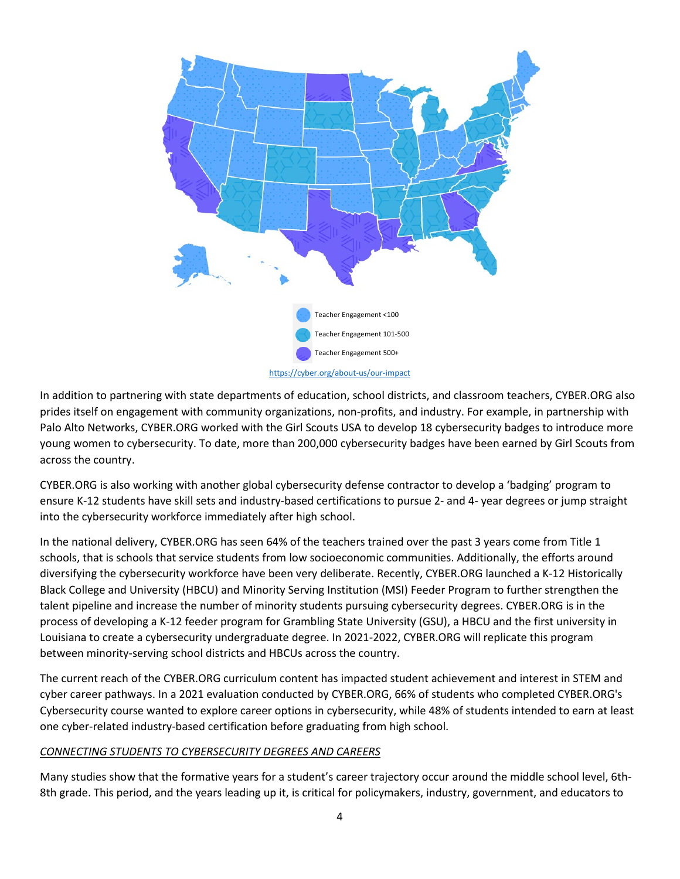Teacher Engagement <100

Teacher Engagement 101-500

Teacher Engagement 500+

https://cyber.org/about-us/our-impact

In addition to partnering with state departments of education, school districts, and classroom teachers, CYBER.ORG also prides itself on engagement with community organizations, non-profits, and industry. For example, in partnership with Palo Alto Networks, CYBER.ORG worked with the Girl Scouts USA to develop 18 cybersecurity badges to introduce more young women to cybersecurity. To date, more than 200,000 cybersecurity badges have been earned by Girl Scouts from across the country.

CYBER.ORG is also working with another global cybersecurity defense contractor to develop a 'badging' program to ensure K-12 students have skill sets and industry-based certifications to pursue 2- and 4- year degrees or jump straight into the cybersecurity workforce immediately after high school.

In the national delivery, CYBER.ORG has seen 64% of the teachers trained over the past 3 years come from Title 1 schools, that is schools that service students from low socioeconomic communities. Additionally, the efforts around diversifying the cybersecurity workforce have been very deliberate. Recently, CYBER.ORG launched a K-12 Historically Black College and University (HBCU) and Minority Serving Institution (MSI) Feeder Program to further strengthen the talent pipeline and increase the number of minority students pursuing cybersecurity degrees. CYBER.ORG is in the process of developing a K-12 feeder program for Grambling State University (GSU), a HBCU and the first university in Louisiana to create a cybersecurity undergraduate degree. In 2021-2022, CYBER.ORG will replicate this program between minority-serving school districts and HBCUs across the country.

The current reach of the CYBER.ORG curriculum content has impacted student achievement and interest in STEM and cyber career pathways. In a 2021 evaluation conducted by CYBER.ORG, 66% of students who completed CYBER.ORG's Cybersecurity course wanted to explore career options in cybersecurity, while 48% of students intended to earn at least one cyber-related industry-based certification before graduating from high school.

*CONNECTING STUDENTS TO CYBERSECURITY DEGREES AND CAREERS*

Many studies show that the formative years for a student's career trajectory occur around the middle school level, 6th-8th grade. This period, and the years leading up it, is critical for policymakers, industry, government, and educators to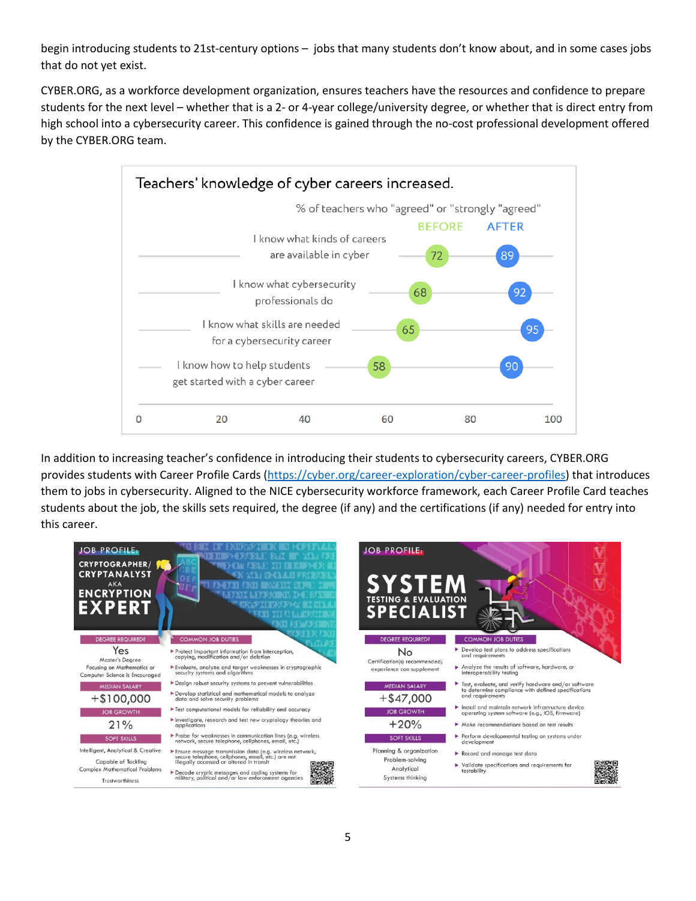begin introducing students to 21st-century options – jobs that many students don't know about, and in some cases jobs that do not yet exist.

CYBER.ORG, as a workforce development organization, ensures teachers have the resources and confidence to prepare students for the next level – whether that is a 2- or 4-year college/university degree, or whether that is direct entry from high school into a cybersecurity career. This confidence is gained through the no-cost professional development offered by the CYBER.ORG team.

**Teachers' knowledge of cyber careers increased.**

% of teachers who "agreed" or "strongly "agreed"

| | BEFORE | AFTER |
|---|---|---|
| I know what kinds of careers are available in cyber | 72 | 89 |
| I know what cybersecurity professionals do | 68 | 92 |
| I know what skills are needed for a cybersecurity career | 65 | 95 |
| I know how to help students get started with a cyber career | 58 | 90 |

In addition to increasing teacher's confidence in introducing their students to cybersecurity careers, CYBER.ORG provides students with Career Profile Cards (https://cyber.org/career-exploration/cyber-career-profiles) that introduces them to jobs in cybersecurity. Aligned to the NICE cybersecurity workforce framework, each Career Profile Card teaches students about the job, the skills sets required, the degree (if any) and the certifications (if any) needed for entry into this career.

**JOB PROFILE: CRYPTOGRAPHER/ CRYPTANALYST AKA ENCRYPTION EXPERT**

- DEGREE REQUIRED? Yes — Master's Degree Focusing on Mathematics or Computer Science is Encouraged
- MEDIAN SALARY: +$100,000
- JOB GROWTH: 21%
- SOFT SKILLS: Intelligent, Analytical & Creative; Capable of Tackling Complex Mathematical Problems; Trustworthiness

COMMON JOB DUTIES
- Protect important information from interception, copying, modification and/or deletion
- Evaluate, analyze and target weaknesses in cryptographic security systems and algorithms
- Design robust security systems to prevent vulnerabilities
- Develop statistical and mathematical models to analyze data and solve security problems
- Test computational models for reliability and accuracy
- Investigate, research and test new cryptology theories and applications
- Probe for weaknesses in communication lines (e.g. wireless network, secure telephone, cellphones, email, etc.)
- Ensure message transmission data (e.g. wireless network, secure telephone, cellphones, email, etc.) are not illegally accessed or altered in transit
- Decode cryptic messages and coding systems for military, political and/or law enforcement agencies

**JOB PROFILE: SYSTEM TESTING & EVALUATION SPECIALIST**

- DEGREE REQUIRED? No — Certification(s) recommended; experience can supplement
- MEDIAN SALARY: +$47,000
- JOB GROWTH: +20%
- SOFT SKILLS: Planning & organization; Problem-solving; Analytical; Systems thinking

COMMON JOB DUTIES
- Develop test plans to address specifications and requirements
- Analyze the results of software, hardware, or interoperability testing
- Test, evaluate, and verify hardware and/or software to determine compliance with defined specifications and requirements
- Install and maintain network infrastructure device operating system software (e.g., IOS, firmware)
- Make recommendations based on test results
- Perform developmental testing on systems under development
- Record and manage test data
- Validate specifications and requirements for testability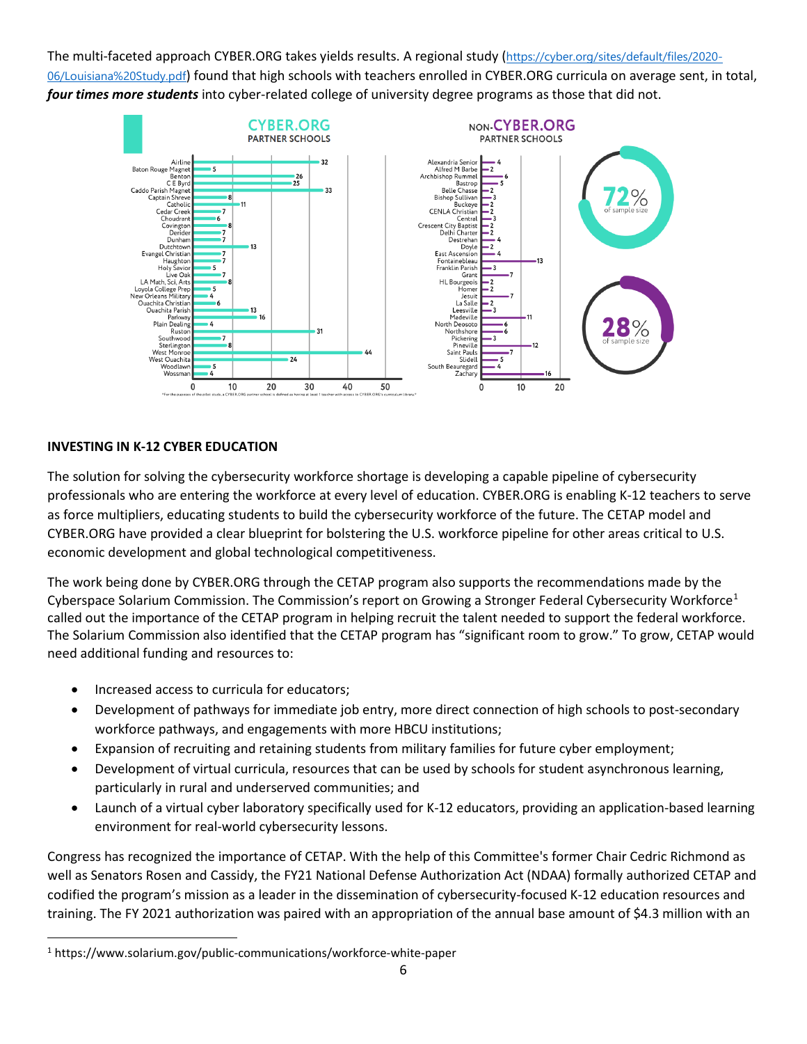The multi-faceted approach CYBER.ORG takes yields results. A regional study (https://cyber.org/sites/default/files/2020-06/Louisiana%20Study.pdf) found that high schools with teachers enrolled in CYBER.ORG curricula on average sent, in total, ***four times more students*** into cyber-related college of university degree programs as those that did not.

**CYBER.ORG PARTNER SCHOOLS**

| School | Students |
|---|---|
| Airline | 32 |
| Baton Rouge Magnet | 5 |
| Benton | 26 |
| C E Byrd | 25 |
| Caddo Parish Magnet | 33 |
| Captain Shreve | 8 |
| Catholic | 11 |
| Cedar Creek | 7 |
| Choudrant | 6 |
| Covington | 8 |
| Derider | 7 |
| Dunham | 7 |
| Dutchtown | 13 |
| Evangel Christian | 7 |
| Haughton | 7 |
| Holy Savior | 5 |
| Live Oak | 7 |
| LA Math, Sci, Arts | 8 |
| Loyola College Prep | 5 |
| New Orleans Military | 4 |
| Ouachita Christian | 6 |
| Ouachita Parish | 13 |
| Parkway | 16 |
| Plain Dealing | 4 |
| Ruston | 31 |
| Southwood | 7 |
| Sterlington | 8 |
| West Monroe | 44 |
| West Ouachita | 24 |
| Woodlawn | 5 |
| Wossman | 4 |

**NON-CYBER.ORG PARTNER SCHOOLS**

| School | Students |
|---|---|
| Alexandria Senior | 4 |
| Alfred M Barbe | 2 |
| Archbishop Rummel | 6 |
| Bastrop | 5 |
| Belle Chasse | 2 |
| Bishop Sullivan | 3 |
| Buckeye | 2 |
| CENLA Christian | 2 |
| Central | 3 |
| Crescent City Baptist | 2 |
| Delhi Charter | 2 |
| Destrehan | 4 |
| Doyle | 2 |
| East Ascension | 4 |
| Fontainebleau | 13 |
| Franklin Parish | 3 |
| Grant | 7 |
| HL Bourgeois | 2 |
| Homer | 2 |
| Jesuit | 7 |
| La Salle | 2 |
| Leesville | 3 |
| Madeville | 11 |
| North Deosoto | 6 |
| Northshore | 6 |
| Pickering | 3 |
| Pineville | 12 |
| Saint Pauls | 7 |
| Slidell | 5 |
| South Beauregard | 4 |
| Zachary | 16 |

72% of sample size

28% of sample size

*For the purposes of this pilot study, a CYBER.ORG partner school is defined as having at least 1 teacher with access to CYBER.ORG's curriculum library.*

## INVESTING IN K-12 CYBER EDUCATION

The solution for solving the cybersecurity workforce shortage is developing a capable pipeline of cybersecurity professionals who are entering the workforce at every level of education. CYBER.ORG is enabling K-12 teachers to serve as force multipliers, educating students to build the cybersecurity workforce of the future. The CETAP model and CYBER.ORG have provided a clear blueprint for bolstering the U.S. workforce pipeline for other areas critical to U.S. economic development and global technological competitiveness.

The work being done by CYBER.ORG through the CETAP program also supports the recommendations made by the Cyberspace Solarium Commission. The Commission's report on Growing a Stronger Federal Cybersecurity Workforce[1] called out the importance of the CETAP program in helping recruit the talent needed to support the federal workforce. The Solarium Commission also identified that the CETAP program has "significant room to grow." To grow, CETAP would need additional funding and resources to:

- Increased access to curricula for educators;
- Development of pathways for immediate job entry, more direct connection of high schools to post-secondary workforce pathways, and engagements with more HBCU institutions;
- Expansion of recruiting and retaining students from military families for future cyber employment;
- Development of virtual curricula, resources that can be used by schools for student asynchronous learning, particularly in rural and underserved communities; and
- Launch of a virtual cyber laboratory specifically used for K-12 educators, providing an application-based learning environment for real-world cybersecurity lessons.

Congress has recognized the importance of CETAP. With the help of this Committee's former Chair Cedric Richmond as well as Senators Rosen and Cassidy, the FY21 National Defense Authorization Act (NDAA) formally authorized CETAP and codified the program's mission as a leader in the dissemination of cybersecurity-focused K-12 education resources and training. The FY 2021 authorization was paired with an appropriation of the annual base amount of $4.3 million with an

[1] https://www.solarium.gov/public-communications/workforce-white-paper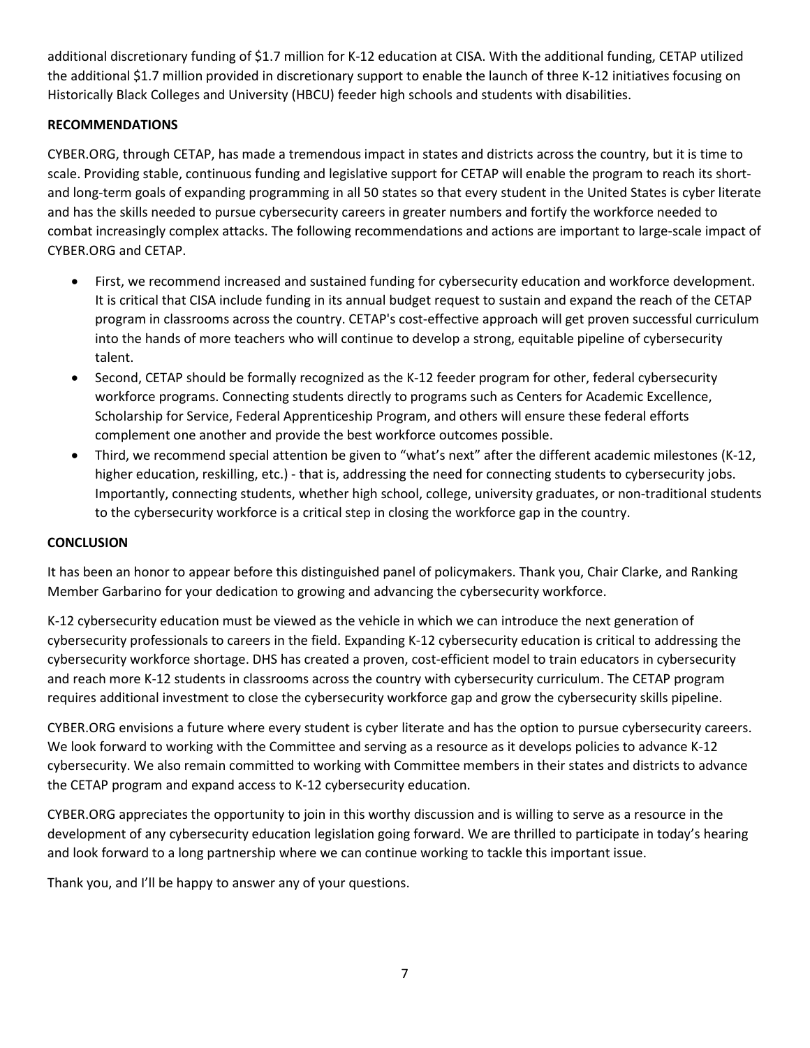additional discretionary funding of $1.7 million for K-12 education at CISA. With the additional funding, CETAP utilized the additional $1.7 million provided in discretionary support to enable the launch of three K-12 initiatives focusing on Historically Black Colleges and University (HBCU) feeder high schools and students with disabilities.

**RECOMMENDATIONS**

CYBER.ORG, through CETAP, has made a tremendous impact in states and districts across the country, but it is time to scale. Providing stable, continuous funding and legislative support for CETAP will enable the program to reach its short- and long-term goals of expanding programming in all 50 states so that every student in the United States is cyber literate and has the skills needed to pursue cybersecurity careers in greater numbers and fortify the workforce needed to combat increasingly complex attacks. The following recommendations and actions are important to large-scale impact of CYBER.ORG and CETAP.

- First, we recommend increased and sustained funding for cybersecurity education and workforce development. It is critical that CISA include funding in its annual budget request to sustain and expand the reach of the CETAP program in classrooms across the country. CETAP's cost-effective approach will get proven successful curriculum into the hands of more teachers who will continue to develop a strong, equitable pipeline of cybersecurity talent.
- Second, CETAP should be formally recognized as the K-12 feeder program for other, federal cybersecurity workforce programs. Connecting students directly to programs such as Centers for Academic Excellence, Scholarship for Service, Federal Apprenticeship Program, and others will ensure these federal efforts complement one another and provide the best workforce outcomes possible.
- Third, we recommend special attention be given to "what's next" after the different academic milestones (K-12, higher education, reskilling, etc.) - that is, addressing the need for connecting students to cybersecurity jobs. Importantly, connecting students, whether high school, college, university graduates, or non-traditional students to the cybersecurity workforce is a critical step in closing the workforce gap in the country.

**CONCLUSION**

It has been an honor to appear before this distinguished panel of policymakers. Thank you, Chair Clarke, and Ranking Member Garbarino for your dedication to growing and advancing the cybersecurity workforce.

K-12 cybersecurity education must be viewed as the vehicle in which we can introduce the next generation of cybersecurity professionals to careers in the field. Expanding K-12 cybersecurity education is critical to addressing the cybersecurity workforce shortage. DHS has created a proven, cost-efficient model to train educators in cybersecurity and reach more K-12 students in classrooms across the country with cybersecurity curriculum. The CETAP program requires additional investment to close the cybersecurity workforce gap and grow the cybersecurity skills pipeline.

CYBER.ORG envisions a future where every student is cyber literate and has the option to pursue cybersecurity careers. We look forward to working with the Committee and serving as a resource as it develops policies to advance K-12 cybersecurity. We also remain committed to working with Committee members in their states and districts to advance the CETAP program and expand access to K-12 cybersecurity education.

CYBER.ORG appreciates the opportunity to join in this worthy discussion and is willing to serve as a resource in the development of any cybersecurity education legislation going forward. We are thrilled to participate in today's hearing and look forward to a long partnership where we can continue working to tackle this important issue.

Thank you, and I'll be happy to answer any of your questions.